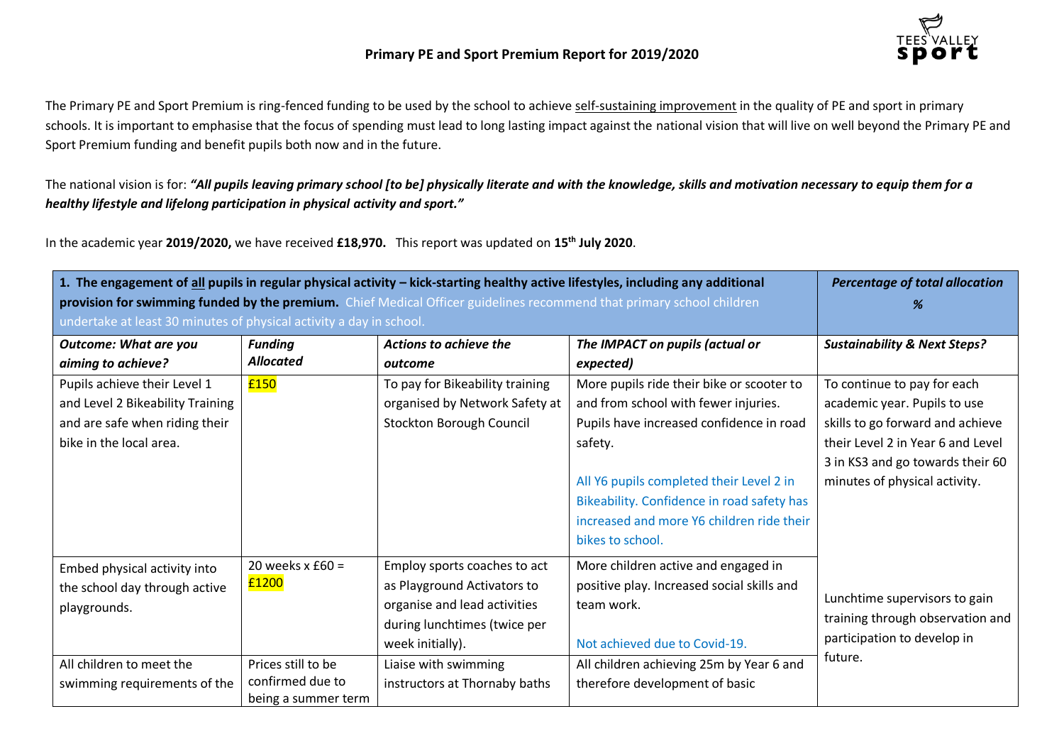## Primary PE and Sport Premium Report for 2019/2020

The Primary PE and Sport Premium is ring-fenced funding to be used by the school to achieve self-sustaining improvement in the quality of PE and sport in primary schools. It is important to emphasise that the focus of spending must lead to long lasting impact against the national vision that will live on well beyond the Primary PE and Sport Premium funding and benefit pupils both now and in the future.

The national vision is for: ***"All pupils leaving primary school [to be] physically literate and with the knowledge, skills and motivation necessary to equip them for a healthy lifestyle and lifelong participation in physical activity and sport."***

In the academic year **2019/2020,** we have received **£18,970.** This report was updated on **15th July 2020**.

| **1. The engagement of all pupils in regular physical activity – kick-starting healthy active lifestyles, including any additional provision for swimming funded by the premium.** Chief Medical Officer guidelines recommend that primary school children undertake at least 30 minutes of physical activity a day in school. | | | | ***Percentage of total allocation %*** |
|---|---|---|---|---|
| ***Outcome: What are you aiming to achieve?*** | ***Funding Allocated*** | ***Actions to achieve the outcome*** | ***The IMPACT on pupils (actual or expected)*** | ***Sustainability & Next Steps?*** |
| Pupils achieve their Level 1 and Level 2 Bikeability Training and are safe when riding their bike in the local area. | £150 | To pay for Bikeability training organised by Network Safety at Stockton Borough Council | More pupils ride their bike or scooter to and from school with fewer injuries. Pupils have increased confidence in road safety.<br><br>All Y6 pupils completed their Level 2 in Bikeability. Confidence in road safety has increased and more Y6 children ride their bikes to school. | To continue to pay for each academic year. Pupils to use skills to go forward and achieve their Level 2 in Year 6 and Level 3 in KS3 and go towards their 60 minutes of physical activity. |
| Embed physical activity into the school day through active playgrounds. | 20 weeks x £60 = £1200 | Employ sports coaches to act as Playground Activators to organise and lead activities during lunchtimes (twice per week initially). | More children active and engaged in positive play. Increased social skills and team work.<br><br>Not achieved due to Covid-19. | Lunchtime supervisors to gain training through observation and participation to develop in future. |
| All children to meet the swimming requirements of the | Prices still to be confirmed due to being a summer term | Liaise with swimming instructors at Thornaby baths | All children achieving 25m by Year 6 and therefore development of basic | |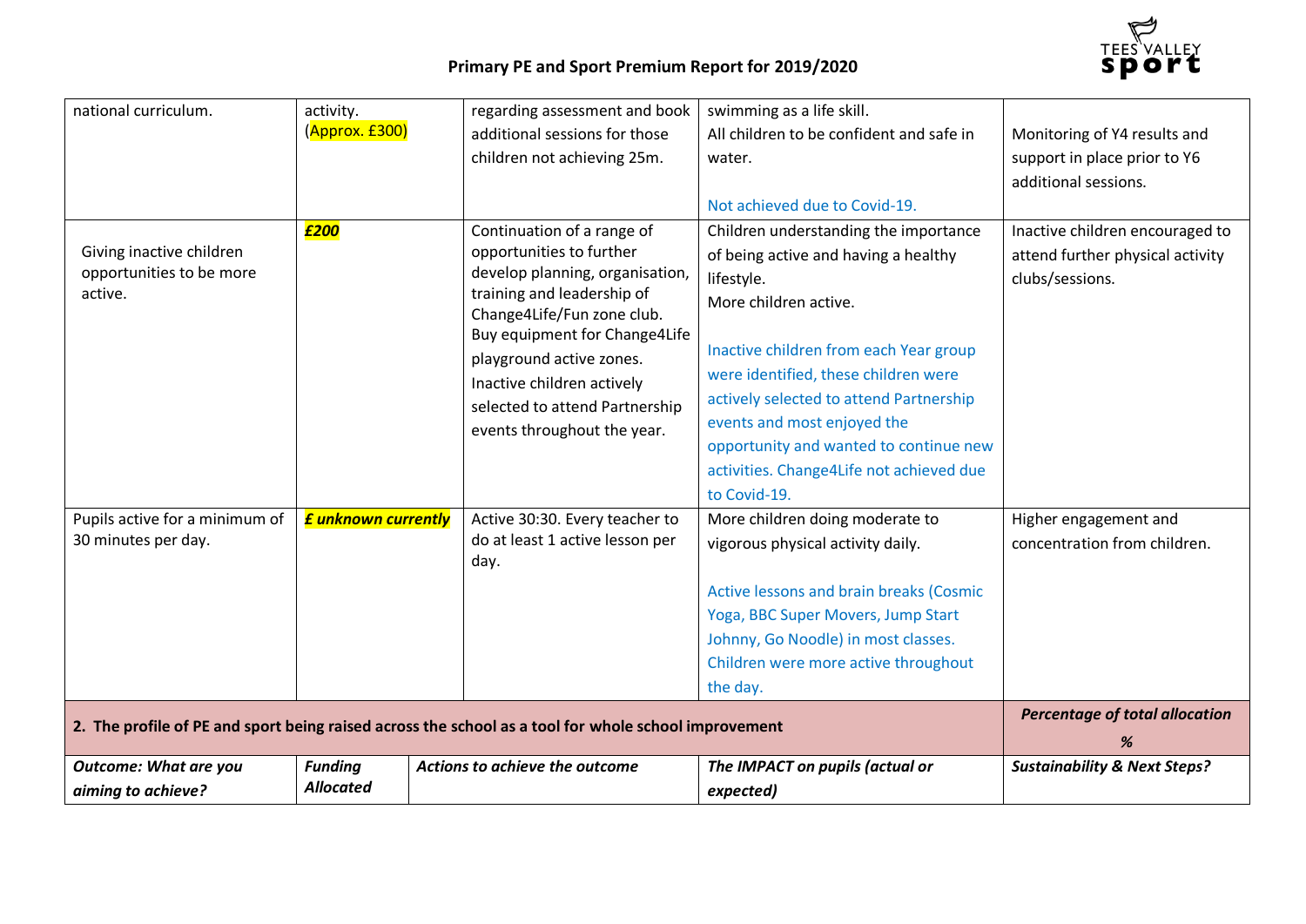| national curriculum. | activity. (Approx. £300) | regarding assessment and book additional sessions for those children not achieving 25m. | swimming as a life skill. All children to be confident and safe in water. Not achieved due to Covid-19. | Monitoring of Y4 results and support in place prior to Y6 additional sessions. |
|---|---|---|---|---|
| Giving inactive children opportunities to be more active. | ***£200*** | Continuation of a range of opportunities to further develop planning, organisation, training and leadership of Change4Life/Fun zone club. Buy equipment for Change4Life playground active zones. Inactive children actively selected to attend Partnership events throughout the year. | Children understanding the importance of being active and having a healthy lifestyle. More children active. Inactive children from each Year group were identified, these children were actively selected to attend Partnership events and most enjoyed the opportunity and wanted to continue new activities. Change4Life not achieved due to Covid-19. | Inactive children encouraged to attend further physical activity clubs/sessions. |
| Pupils active for a minimum of 30 minutes per day. | ***£ unknown currently*** | Active 30:30. Every teacher to do at least 1 active lesson per day. | More children doing moderate to vigorous physical activity daily. Active lessons and brain breaks (Cosmic Yoga, BBC Super Movers, Jump Start Johnny, Go Noodle) in most classes. Children were more active throughout the day. | Higher engagement and concentration from children. |
| **2. The profile of PE and sport being raised across the school as a tool for whole school improvement** | | | | ***Percentage of total allocation %*** |
| ***Outcome: What are you aiming to achieve?*** | ***Funding Allocated*** | ***Actions to achieve the outcome*** | ***The IMPACT on pupils (actual or expected)*** | ***Sustainability & Next Steps?*** |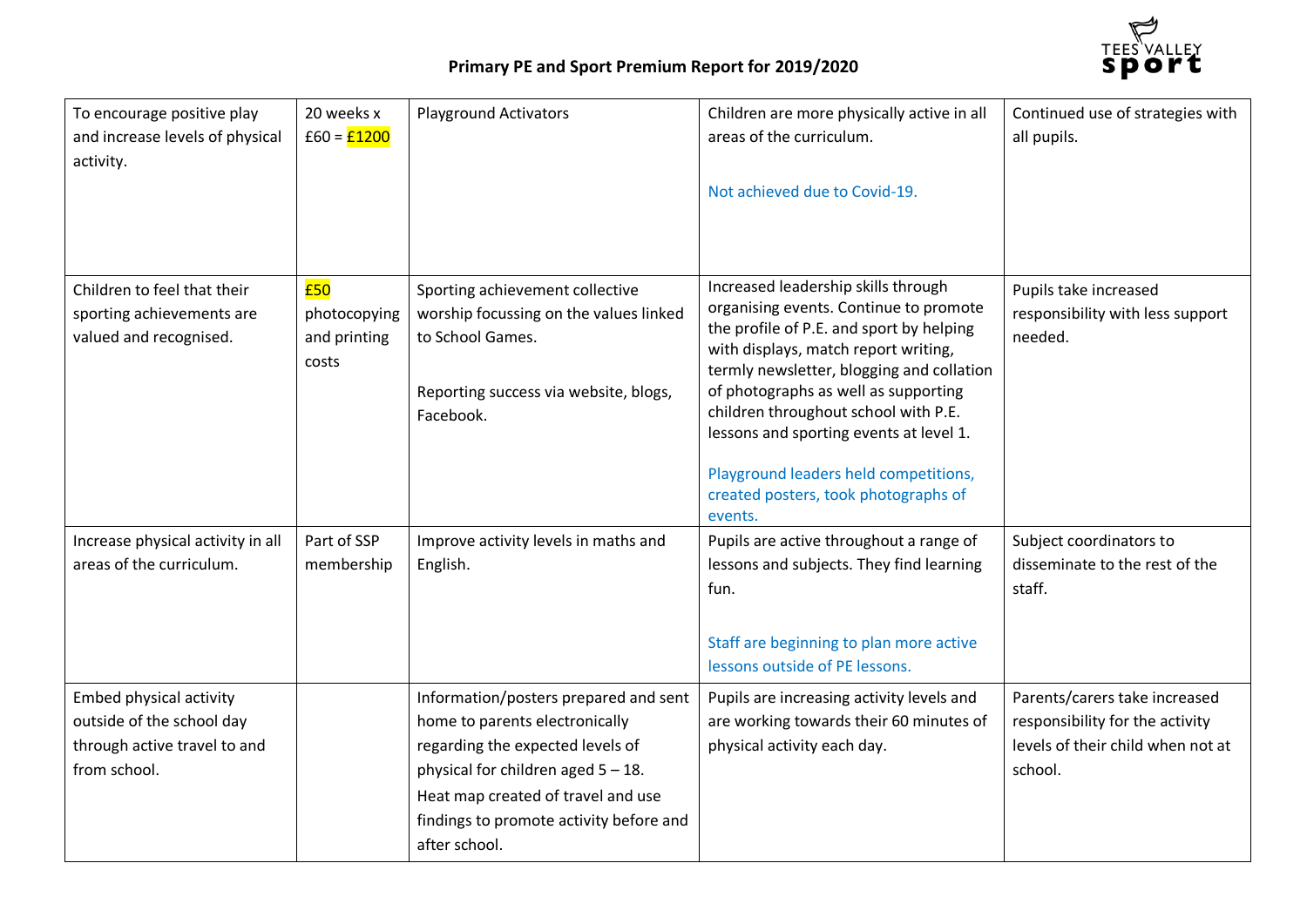## Primary PE and Sport Premium Report for 2019/2020

| | | | | |
|---|---|---|---|---|
| To encourage positive play and increase levels of physical activity. | 20 weeks x £60 = £1200 | Playground Activators | Children are more physically active in all areas of the curriculum.<br><br>Not achieved due to Covid-19. | Continued use of strategies with all pupils. |
| Children to feel that their sporting achievements are valued and recognised. | £50 photocopying and printing costs | Sporting achievement collective worship focussing on the values linked to School Games.<br><br>Reporting success via website, blogs, Facebook. | Increased leadership skills through organising events. Continue to promote the profile of P.E. and sport by helping with displays, match report writing, termly newsletter, blogging and collation of photographs as well as supporting children throughout school with P.E. lessons and sporting events at level 1.<br><br>Playground leaders held competitions, created posters, took photographs of events. | Pupils take increased responsibility with less support needed. |
| Increase physical activity in all areas of the curriculum. | Part of SSP membership | Improve activity levels in maths and English. | Pupils are active throughout a range of lessons and subjects. They find learning fun.<br><br>Staff are beginning to plan more active lessons outside of PE lessons. | Subject coordinators to disseminate to the rest of the staff. |
| Embed physical activity outside of the school day through active travel to and from school. | | Information/posters prepared and sent home to parents electronically regarding the expected levels of physical for children aged 5 – 18.<br>Heat map created of travel and use findings to promote activity before and after school. | Pupils are increasing activity levels and are working towards their 60 minutes of physical activity each day. | Parents/carers take increased responsibility for the activity levels of their child when not at school. |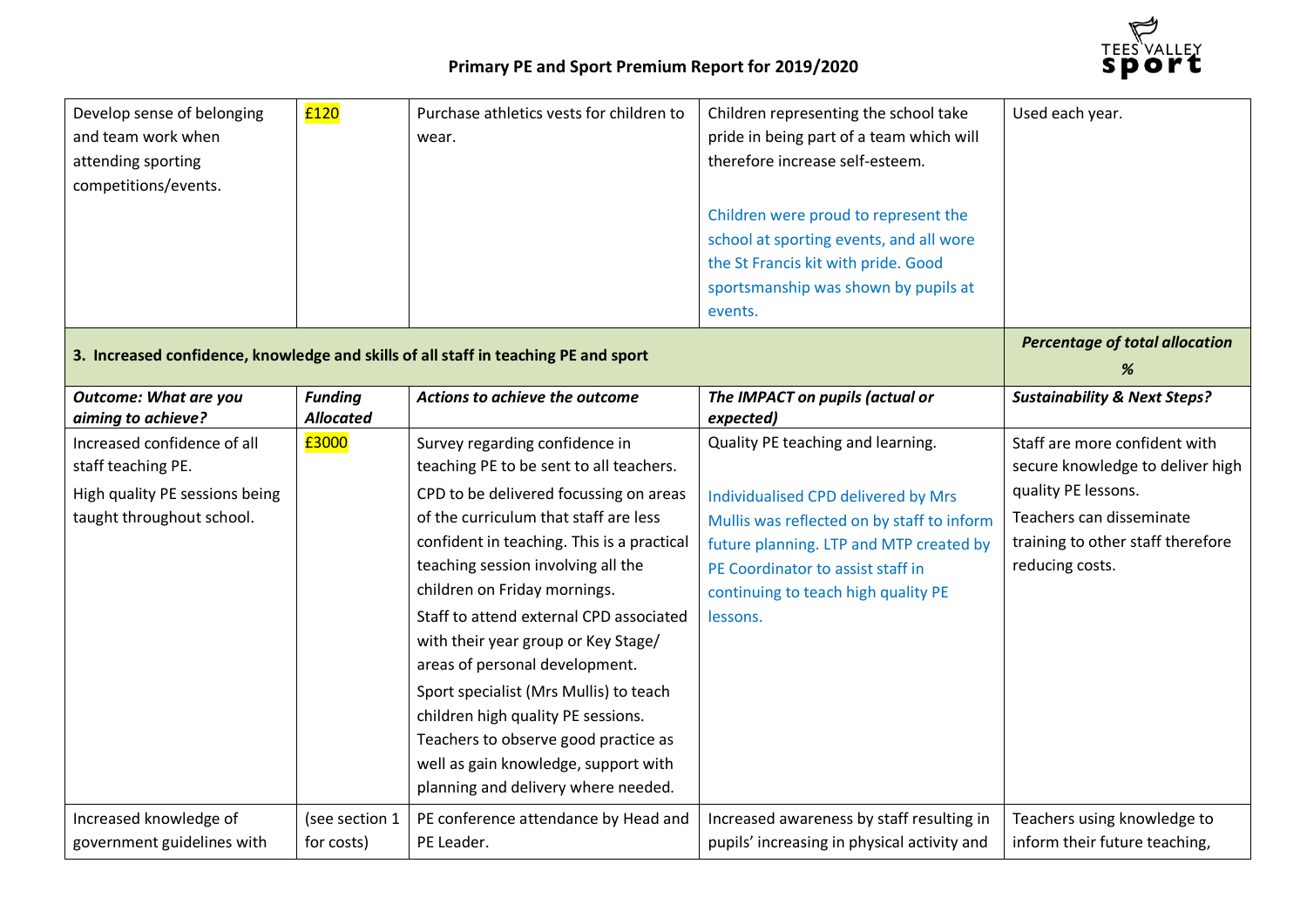## Primary PE and Sport Premium Report for 2019/2020

| | | | | |
|---|---|---|---|---|
| Develop sense of belonging and team work when attending sporting competitions/events. | £120 | Purchase athletics vests for children to wear. | Children representing the school take pride in being part of a team which will therefore increase self-esteem.<br><br>Children were proud to represent the school at sporting events, and all wore the St Francis kit with pride. Good sportsmanship was shown by pupils at events. | Used each year. |
| **3. Increased confidence, knowledge and skills of all staff in teaching PE and sport** | | | | ***Percentage of total allocation*** ***%*** |
| ***Outcome: What are you aiming to achieve?*** | ***Funding Allocated*** | ***Actions to achieve the outcome*** | ***The IMPACT on pupils (actual or expected)*** | ***Sustainability & Next Steps?*** |
| Increased confidence of all staff teaching PE.<br>High quality PE sessions being taught throughout school. | £3000 | Survey regarding confidence in teaching PE to be sent to all teachers.<br>CPD to be delivered focussing on areas of the curriculum that staff are less confident in teaching. This is a practical teaching session involving all the children on Friday mornings.<br>Staff to attend external CPD associated with their year group or Key Stage/ areas of personal development.<br>Sport specialist (Mrs Mullis) to teach children high quality PE sessions. Teachers to observe good practice as well as gain knowledge, support with planning and delivery where needed. | Quality PE teaching and learning.<br><br>Individualised CPD delivered by Mrs Mullis was reflected on by staff to inform future planning. LTP and MTP created by PE Coordinator to assist staff in continuing to teach high quality PE lessons. | Staff are more confident with secure knowledge to deliver high quality PE lessons.<br>Teachers can disseminate training to other staff therefore reducing costs. |
| Increased knowledge of government guidelines with | (see section 1 for costs) | PE conference attendance by Head and PE Leader. | Increased awareness by staff resulting in pupils' increasing in physical activity and | Teachers using knowledge to inform their future teaching, |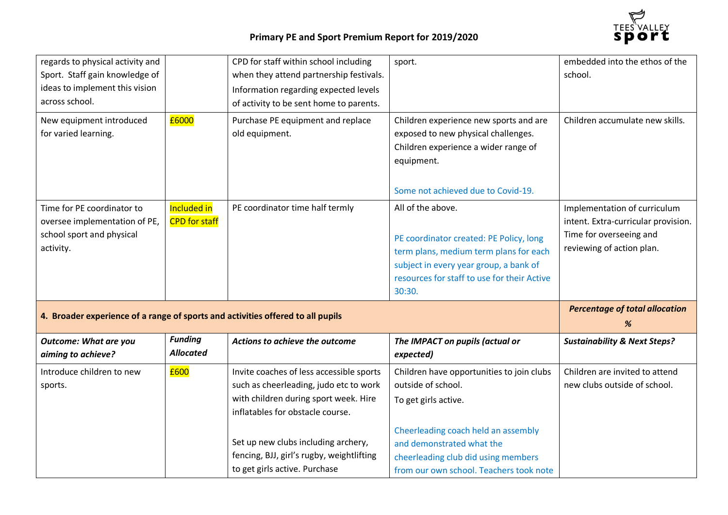## Primary PE and Sport Premium Report for 2019/2020

| | | | | |
|---|---|---|---|---|
| regards to physical activity and Sport. Staff gain knowledge of ideas to implement this vision across school. | | CPD for staff within school including when they attend partnership festivals. Information regarding expected levels of activity to be sent home to parents. | sport. | embedded into the ethos of the school. |
| New equipment introduced for varied learning. | £6000 | Purchase PE equipment and replace old equipment. | Children experience new sports and are exposed to new physical challenges. Children experience a wider range of equipment. Some not achieved due to Covid-19. | Children accumulate new skills. |
| Time for PE coordinator to oversee implementation of PE, school sport and physical activity. | Included in CPD for staff | PE coordinator time half termly | All of the above. PE coordinator created: PE Policy, long term plans, medium term plans for each subject in every year group, a bank of resources for staff to use for their Active 30:30. | Implementation of curriculum intent. Extra-curricular provision. Time for overseeing and reviewing of action plan. |
| **4. Broader experience of a range of sports and activities offered to all pupils** | | | | ***Percentage of total allocation %*** |
| ***Outcome: What are you aiming to achieve?*** | ***Funding Allocated*** | ***Actions to achieve the outcome*** | ***The IMPACT on pupils (actual or expected)*** | ***Sustainability & Next Steps?*** |
| Introduce children to new sports. | £600 | Invite coaches of less accessible sports such as cheerleading, judo etc to work with children during sport week. Hire inflatables for obstacle course. Set up new clubs including archery, fencing, BJJ, girl's rugby, weightlifting to get girls active. Purchase | Children have opportunities to join clubs outside of school. To get girls active. Cheerleading coach held an assembly and demonstrated what the cheerleading club did using members from our own school. Teachers took note | Children are invited to attend new clubs outside of school. |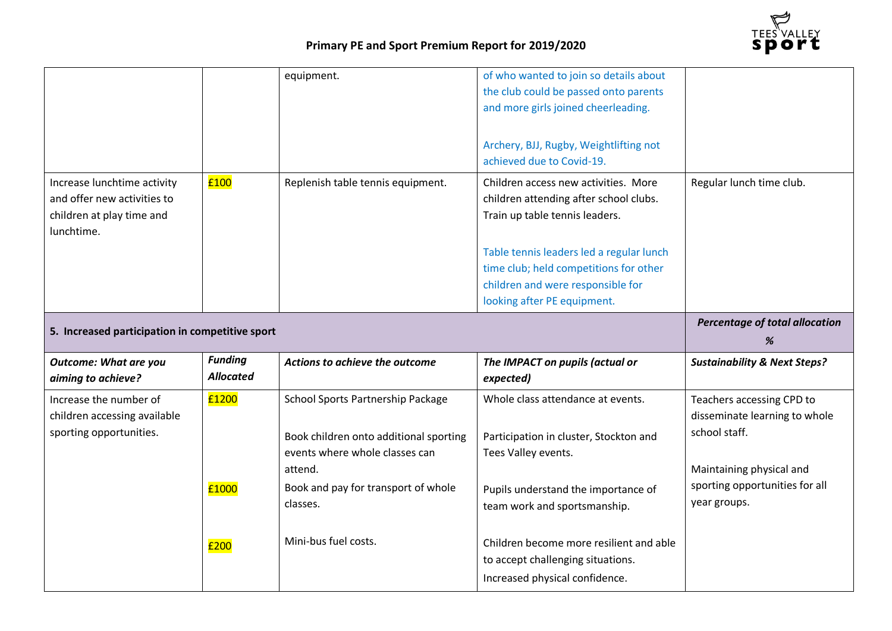## Primary PE and Sport Premium Report for 2019/2020

| | | | | |
|---|---|---|---|---|
| | | equipment. | of who wanted to join so details about the club could be passed onto parents and more girls joined cheerleading.<br><br>Archery, BJJ, Rugby, Weightlifting not achieved due to Covid-19. | |
| Increase lunchtime activity and offer new activities to children at play time and lunchtime. | £100 | Replenish table tennis equipment. | Children access new activities. More children attending after school clubs. Train up table tennis leaders.<br><br>Table tennis leaders led a regular lunch time club; held competitions for other children and were responsible for looking after PE equipment. | Regular lunch time club. |
| **5. Increased participation in competitive sport** | | | | ***Percentage of total allocation %*** |
| ***Outcome: What are you aiming to achieve?*** | ***Funding Allocated*** | ***Actions to achieve the outcome*** | ***The IMPACT on pupils (actual or expected)*** | ***Sustainability & Next Steps?*** |
| Increase the number of children accessing available sporting opportunities. | £1200<br><br><br>£1000<br><br>£200 | School Sports Partnership Package<br><br>Book children onto additional sporting events where whole classes can attend.<br><br>Book and pay for transport of whole classes.<br><br>Mini-bus fuel costs. | Whole class attendance at events.<br><br>Participation in cluster, Stockton and Tees Valley events.<br><br>Pupils understand the importance of team work and sportsmanship.<br><br>Children become more resilient and able to accept challenging situations. Increased physical confidence. | Teachers accessing CPD to disseminate learning to whole school staff.<br><br>Maintaining physical and sporting opportunities for all year groups. |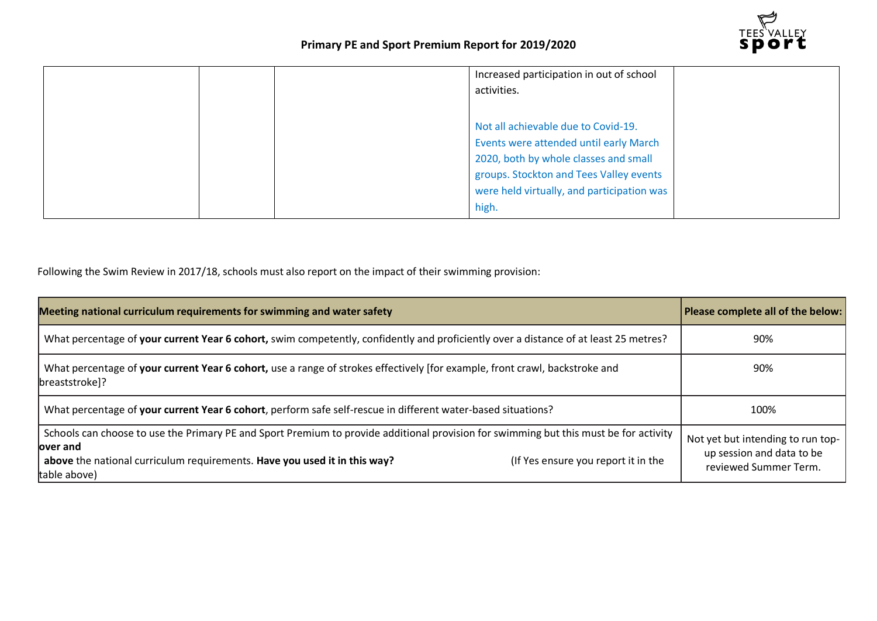| | | | | |
|---|---|---|---|---|
| | | | Increased participation in out of school activities.<br><br>Not all achievable due to Covid-19. Events were attended until early March 2020, both by whole classes and small groups. Stockton and Tees Valley events were held virtually, and participation was high. | |

Following the Swim Review in 2017/18, schools must also report on the impact of their swimming provision:

| **Meeting national curriculum requirements for swimming and water safety** | **Please complete all of the below:** |
|---|---|
| What percentage of **your current Year 6 cohort,** swim competently, confidently and proficiently over a distance of at least 25 metres? | 90% |
| What percentage of **your current Year 6 cohort,** use a range of strokes effectively [for example, front crawl, backstroke and breaststroke]? | 90% |
| What percentage of **your current Year 6 cohort**, perform safe self-rescue in different water-based situations? | 100% |
| Schools can choose to use the Primary PE and Sport Premium to provide additional provision for swimming but this must be for activity **over and above** the national curriculum requirements. **Have you used it in this way?** (If Yes ensure you report it in the table above) | Not yet but intending to run top-up session and data to be reviewed Summer Term. |